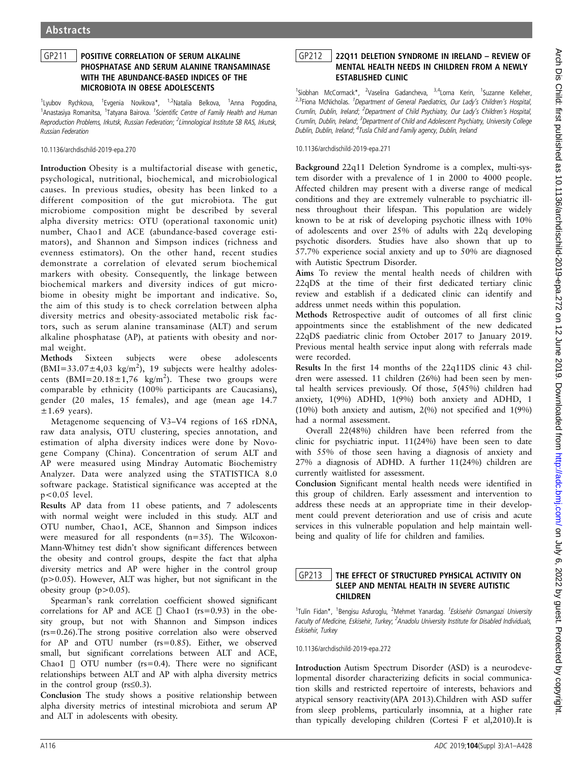## GP211 POSITIVE CORRELATION OF SERUM ALKALINE PHOSPHATASE AND SERUM ALANINE TRANSAMINASE WITH THE ABUNDANCE-BASED INDICES OF THE MICROBIOTA IN OBESE ADOLESCENTS

[1]Lyubov Rychkova, [1]Evgenia Novikova*, [1,2]Natalia Belkova, [1]Anna Pogodina, [1]Anastasiya Romanitsa, [1]Tatyana Bairova. *[1]Scientific Centre of Family Health and Human Reproduction Problems, Irkutsk, Russian Federation; [2]Limnological Institute SB RAS, Irkutsk, Russian Federation*

10.1136/archdischild-2019-epa.270

**Introduction** Obesity is a multifactorial disease with genetic, psychological, nutritional, biochemical, and microbiological causes. In previous studies, obesity has been linked to a different composition of the gut microbiota. The gut microbiome composition might be described by several alpha diversity metrics: OTU (operational taxonomic unit) number, Chao1 and ACE (abundance-based coverage estimators), and Shannon and Simpson indices (richness and evenness estimators). On the other hand, recent studies demonstrate a correlation of elevated serum biochemical markers with obesity. Consequently, the linkage between biochemical markers and diversity indices of gut microbiome in obesity might be important and indicative. So, the aim of this study is to check correlation between alpha diversity metrics and obesity-associated metabolic risk factors, such as serum alanine transaminase (ALT) and serum alkaline phosphatase (AP), at patients with obesity and normal weight.

**Methods** Sixteen subjects were obese adolescents ($BMI=33.07\pm4{,}03$ kg/m$^2$), 19 subjects were healthy adolescents ($BMI=20.18\pm1{,}76$ kg/m$^2$). These two groups were comparable by ethnicity (100% participants are Caucasians), gender (20 males, 15 females), and age (mean age 14.7 $\pm1.69$ years).

Metagenome sequencing of V3–V4 regions of 16S rDNA, raw data analysis, OTU clustering, species annotation, and estimation of alpha diversity indices were done by Novogene Company (China). Concentration of serum ALT and AP were measured using Mindray Automatic Biochemistry Analyzer. Data were analyzed using the STATISTICA 8.0 software package. Statistical significance was accepted at the $p<0.05$ level.

**Results** AP data from 11 obese patients, and 7 adolescents with normal weight were included in this study. ALT and OTU number, Chao1, ACE, Shannon and Simpson indices were measured for all respondents (n=35). The Wilcoxon-Mann-Whitney test didn't show significant differences between the obesity and control groups, despite the fact that alpha diversity metrics and AP were higher in the control group ($p>0.05$). However, ALT was higher, but not significant in the obesity group ($p>0.05$).

Spearman's rank correlation coefficient showed significant correlations for AP and ACE  Chao1 (rs=0.93) in the obesity group, but not with Shannon and Simpson indices (rs=0.26).The strong positive correlation also were observed for AP and OTU number (rs=0.85). Either, we observed small, but significant correlations between ALT and ACE, Chao1  OTU number (rs=0.4). There were no significant relationships between ALT and AP with alpha diversity metrics in the control group (rs≤0.3).

**Conclusion** The study shows a positive relationship between alpha diversity metrics of intestinal microbiota and serum AP and ALT in adolescents with obesity.

## GP212 22Q11 DELETION SYNDROME IN IRELAND – REVIEW OF MENTAL HEALTH NEEDS IN CHILDREN FROM A NEWLY ESTABLISHED CLINIC

[1]Siobhan McCormack*, [2]Vaselina Gadancheva, [3,4]Lorna Kerin, [1]Suzanne Kelleher, [2,3]Fiona McNicholas. *[1]Department of General Paediatrics, Our Lady's Children's Hospital, Crumlin, Dublin, Ireland; [2]Department of Child Psychiatry, Our Lady's Children's Hospital, Crumlin, Dublin, Ireland; [3]Department of Child and Adolescent Psychiatry, University College Dublin, Dublin, Ireland; [4]Tusla Child and Family agency, Dublin, Ireland*

10.1136/archdischild-2019-epa.271

**Background** 22q11 Deletion Syndrome is a complex, multi-system disorder with a prevalence of 1 in 2000 to 4000 people. Affected children may present with a diverse range of medical conditions and they are extremely vulnerable to psychiatric illness throughout their lifespan. This population are widely known to be at risk of developing psychotic illness with 10% of adolescents and over 25% of adults with 22q developing psychotic disorders. Studies have also shown that up to 57.7% experience social anxiety and up to 50% are diagnosed with Autistic Spectrum Disorder.

**Aims** To review the mental health needs of children with 22qDS at the time of their first dedicated tertiary clinic review and establish if a dedicated clinic can identify and address unmet needs within this population.

**Methods** Retrospective audit of outcomes of all first clinic appointments since the establishment of the new dedicated 22qDS paediatric clinic from October 2017 to January 2019. Previous mental health service input along with referrals made were recorded.

**Results** In the first 14 months of the 22q11DS clinic 43 children were assessed. 11 children (26%) had been seen by mental health services previously. Of those, 5(45%) children had anxiety, 1(9%) ADHD, 1(9%) both anxiety and ADHD, 1 (10%) both anxiety and autism, 2(%) not specified and 1(9%) had a normal assessment.

Overall 22(48%) children have been referred from the clinic for psychiatric input. 11(24%) have been seen to date with 55% of those seen having a diagnosis of anxiety and 27% a diagnosis of ADHD. A further 11(24%) children are currently waitlisted for assessment.

**Conclusion** Significant mental health needs were identified in this group of children. Early assessment and intervention to address these needs at an appropriate time in their development could prevent deterioration and use of crisis and acute services in this vulnerable population and help maintain wellbeing and quality of life for children and families.

## GP213 THE EFFECT OF STRUCTURED PYHSICAL ACTIVITY ON SLEEP AND MENTAL HEALTH IN SEVERE AUTISTIC CHILDREN

[1]Tulin Fidan*, [1]Bengisu Asfuroglu, [2]Mehmet Yanardag. *[1]Eskisehir Osmangazi University Faculty of Medicine, Eskisehir, Turkey; [2]Anadolu University Institute for Disabled Individuals, Eskisehir, Turkey*

10.1136/archdischild-2019-epa.272

**Introduction** Autism Spectrum Disorder (ASD) is a neurodevelopmental disorder characterizing deficits in social communication skills and restricted repertoire of interests, behaviors and atypical sensory reactivity(APA 2013).Children with ASD suffer from sleep problems, particularly insomnia, at a higher rate than typically developing children (Cortesi F et al,2010).It is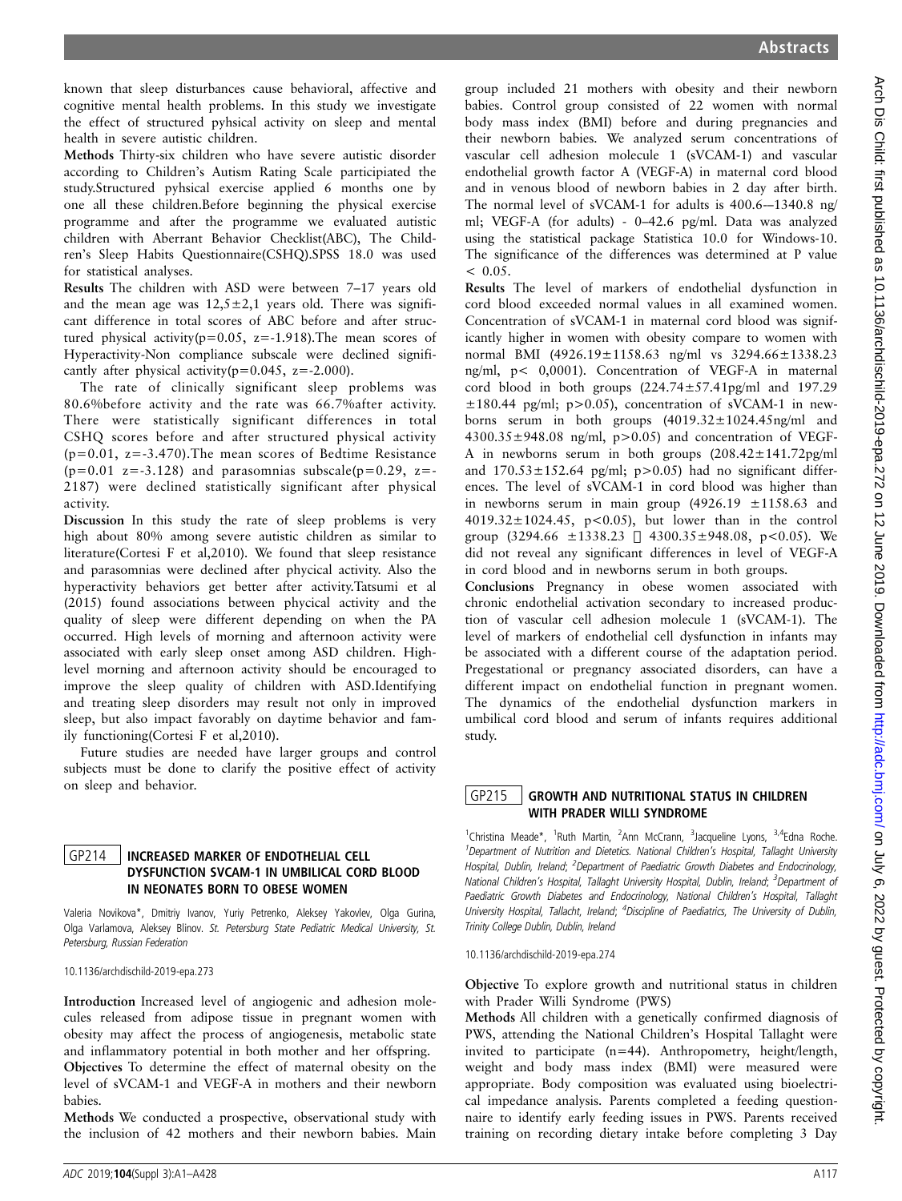known that sleep disturbances cause behavioral, affective and cognitive mental health problems. In this study we investigate the effect of structured pyhsical activity on sleep and mental health in severe autistic children.

**Methods** Thirty-six children who have severe autistic disorder according to Children's Autism Rating Scale participiated the study.Structured pyhsical exercise applied 6 months one by one all these children.Before beginning the physical exercise programme and after the programme we evaluated autistic children with Aberrant Behavior Checklist(ABC), The Children's Sleep Habits Questionnaire(CSHQ).SPSS 18.0 was used for statistical analyses.

**Results** The children with ASD were between 7–17 years old and the mean age was 12,5±2,1 years old. There was significant difference in total scores of ABC before and after structured physical activity(p=0.05, z=-1.918).The mean scores of Hyperactivity-Non compliance subscale were declined significantly after physical activity(p=0.045, z=-2.000).

The rate of clinically significant sleep problems was 80.6%before activity and the rate was 66.7%after activity. There were statistically significant differences in total CSHQ scores before and after structured physical activity (p=0.01, z=-3.470).The mean scores of Bedtime Resistance (p=0.01 z=-3.128) and parasomnias subscale(p=0.29, z=-2187) were declined statistically significant after physical activity.

**Discussion** In this study the rate of sleep problems is very high about 80% among severe autistic children as similar to literature(Cortesi F et al,2010). We found that sleep resistance and parasomnias were declined after phycical activity. Also the hyperactivity behaviors get better after activity.Tatsumi et al (2015) found associations between phycical activity and the quality of sleep were different depending on when the PA occurred. High levels of morning and afternoon activity were associated with early sleep onset among ASD children. High-level morning and afternoon activity should be encouraged to improve the sleep quality of children with ASD.Identifying and treating sleep disorders may result not only in improved sleep, but also impact favorably on daytime behavior and family functioning(Cortesi F et al,2010).

Future studies are needed have larger groups and control subjects must be done to clarify the positive effect of activity on sleep and behavior.

## GP214 INCREASED MARKER OF ENDOTHELIAL CELL DYSFUNCTION SVCAM-1 IN UMBILICAL CORD BLOOD IN NEONATES BORN TO OBESE WOMEN

Valeria Novikova*, Dmitriy Ivanov, Yuriy Petrenko, Aleksey Yakovlev, Olga Gurina, Olga Varlamova, Aleksey Blinov. *St. Petersburg State Pediatric Medical University, St. Petersburg, Russian Federation*

10.1136/archdischild-2019-epa.273

**Introduction** Increased level of angiogenic and adhesion molecules released from adipose tissue in pregnant women with obesity may affect the process of angiogenesis, metabolic state and inflammatory potential in both mother and her offspring.

**Objectives** To determine the effect of maternal obesity on the level of sVCAM-1 and VEGF-A in mothers and their newborn babies.

**Methods** We conducted a prospective, observational study with the inclusion of 42 mothers and their newborn babies. Main group included 21 mothers with obesity and their newborn babies. Control group consisted of 22 women with normal body mass index (BMI) before and during pregnancies and their newborn babies. We analyzed serum concentrations of vascular cell adhesion molecule 1 (sVCAM-1) and vascular endothelial growth factor A (VEGF-A) in maternal cord blood and in venous blood of newborn babies in 2 day after birth. The normal level of sVCAM-1 for adults is 400.6-–1340.8 ng/ml; VEGF-A (for adults) - 0–42.6 pg/ml. Data was analyzed using the statistical package Statistica 10.0 for Windows-10. The significance of the differences was determined at P value $< 0.05$.

**Results** The level of markers of endothelial dysfunction in cord blood exceeded normal values in all examined women. Concentration of sVCAM-1 in maternal cord blood was significantly higher in women with obesity compare to women with normal BMI (4926.19±1158.63 ng/ml vs 3294.66±1338.23 ng/ml, p< 0,0001). Concentration of VEGF-A in maternal cord blood in both groups (224.74±57.41pg/ml and 197.29 ±180.44 pg/ml; p>0.05), concentration of sVCAM-1 in newborns serum in both groups (4019.32±1024.45ng/ml and 4300.35±948.08 ng/ml, p>0.05) and concentration of VEGF-A in newborns serum in both groups (208.42±141.72pg/ml and 170.53±152.64 pg/ml; p>0.05) had no significant differences. The level of sVCAM-1 in cord blood was higher than in newborns serum in main group (4926.19 ±1158.63 and 4019.32±1024.45, p<0.05), but lower than in the control group (3294.66 ±1338.23 4300.35±948.08, p<0.05). We did not reveal any significant differences in level of VEGF-A in cord blood and in newborns serum in both groups.

**Conclusions** Pregnancy in obese women associated with chronic endothelial activation secondary to increased production of vascular cell adhesion molecule 1 (sVCAM-1). The level of markers of endothelial cell dysfunction in infants may be associated with a different course of the adaptation period. Pregestational or pregnancy associated disorders, can have a different impact on endothelial function in pregnant women. The dynamics of the endothelial dysfunction markers in umbilical cord blood and serum of infants requires additional study.

## GP215 GROWTH AND NUTRITIONAL STATUS IN CHILDREN WITH PRADER WILLI SYNDROME

[1]Christina Meade*, [1]Ruth Martin, [2]Ann McCrann, [3]Jacqueline Lyons, [3,4]Edna Roche. [1]*Department of Nutrition and Dietetics. National Children's Hospital, Tallaght University Hospital, Dublin, Ireland*; [2]*Department of Paediatric Growth Diabetes and Endocrinology, National Children's Hospital, Tallaght University Hospital, Dublin, Ireland*; [3]*Department of Paediatric Growth Diabetes and Endocrinology, National Children's Hospital, Tallaght University Hospital, Tallacht, Ireland*; [4]*Discipline of Paediatrics, The University of Dublin, Trinity College Dublin, Dublin, Ireland*

10.1136/archdischild-2019-epa.274

**Objective** To explore growth and nutritional status in children with Prader Willi Syndrome (PWS)

**Methods** All children with a genetically confirmed diagnosis of PWS, attending the National Children's Hospital Tallaght were invited to participate (n=44). Anthropometry, height/length, weight and body mass index (BMI) were measured were appropriate. Body composition was evaluated using bioelectrical impedance analysis. Parents completed a feeding questionnaire to identify early feeding issues in PWS. Parents received training on recording dietary intake before completing 3 Day